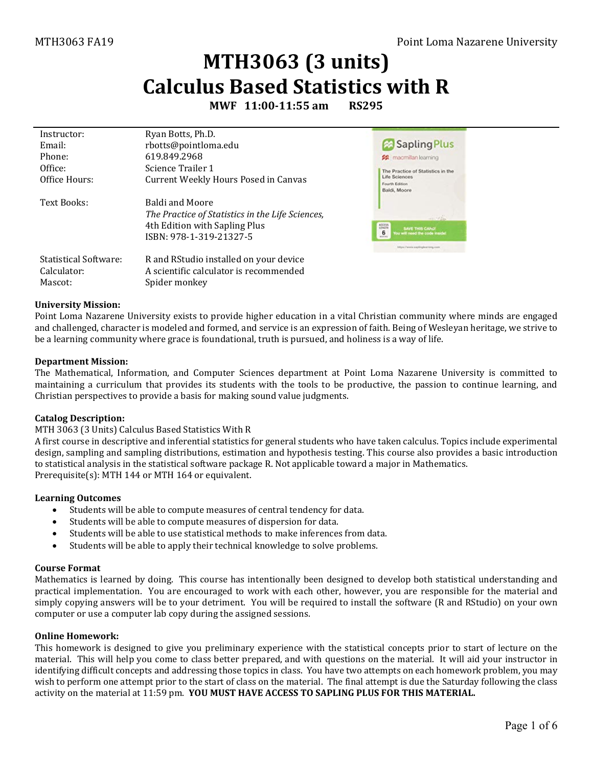# MTH3063 (3 units)
# Calculus Based Statistics with R

**MWF 11:00-11:55 am RS295**

| | |
|---|---|
| Instructor: | Ryan Botts, Ph.D. |
| Email: | rbotts@pointloma.edu |
| Phone: | 619.849.2968 |
| Office: | Science Trailer 1 |
| Office Hours: | Current Weekly Hours Posed in Canvas |
| Text Books: | Baldi and Moore<br>*The Practice of Statistics in the Life Sciences,*<br>4th Edition with Sapling Plus<br>ISBN: 978-1-319-21327-5 |
| Statistical Software: | R and RStudio installed on your device |
| Calculator: | A scientific calculator is recommended |
| Mascot: | Spider monkey |

**University Mission:**
Point Loma Nazarene University exists to provide higher education in a vital Christian community where minds are engaged and challenged, character is modeled and formed, and service is an expression of faith. Being of Wesleyan heritage, we strive to be a learning community where grace is foundational, truth is pursued, and holiness is a way of life.

**Department Mission:**
The Mathematical, Information, and Computer Sciences department at Point Loma Nazarene University is committed to maintaining a curriculum that provides its students with the tools to be productive, the passion to continue learning, and Christian perspectives to provide a basis for making sound value judgments.

**Catalog Description:**
MTH 3063 (3 Units) Calculus Based Statistics With R
A first course in descriptive and inferential statistics for general students who have taken calculus. Topics include experimental design, sampling and sampling distributions, estimation and hypothesis testing. This course also provides a basic introduction to statistical analysis in the statistical software package R. Not applicable toward a major in Mathematics.
Prerequisite(s): MTH 144 or MTH 164 or equivalent.

**Learning Outcomes**

- Students will be able to compute measures of central tendency for data.
- Students will be able to compute measures of dispersion for data.
- Students will be able to use statistical methods to make inferences from data.
- Students will be able to apply their technical knowledge to solve problems.

**Course Format**
Mathematics is learned by doing. This course has intentionally been designed to develop both statistical understanding and practical implementation. You are encouraged to work with each other, however, you are responsible for the material and simply copying answers will be to your detriment. You will be required to install the software (R and RStudio) on your own computer or use a computer lab copy during the assigned sessions.

**Online Homework:**
This homework is designed to give you preliminary experience with the statistical concepts prior to start of lecture on the material. This will help you come to class better prepared, and with questions on the material. It will aid your instructor in identifying difficult concepts and addressing those topics in class. You have two attempts on each homework problem, you may wish to perform one attempt prior to the start of class on the material. The final attempt is due the Saturday following the class activity on the material at 11:59 pm. **YOU MUST HAVE ACCESS TO SAPLING PLUS FOR THIS MATERIAL.**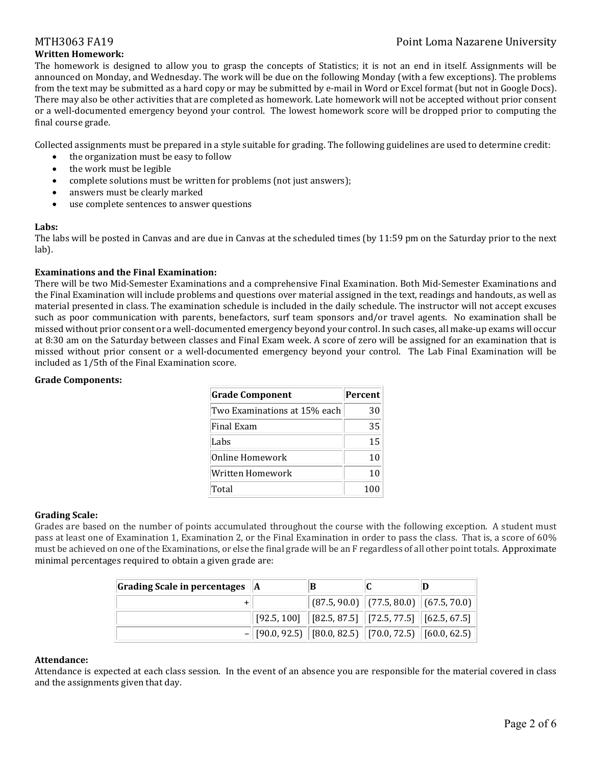**Written Homework:**

The homework is designed to allow you to grasp the concepts of Statistics; it is not an end in itself. Assignments will be announced on Monday, and Wednesday. The work will be due on the following Monday (with a few exceptions). The problems from the text may be submitted as a hard copy or may be submitted by e-mail in Word or Excel format (but not in Google Docs). There may also be other activities that are completed as homework. Late homework will not be accepted without prior consent or a well-documented emergency beyond your control. The lowest homework score will be dropped prior to computing the final course grade.

Collected assignments must be prepared in a style suitable for grading. The following guidelines are used to determine credit:

- the organization must be easy to follow
- the work must be legible
- complete solutions must be written for problems (not just answers);
- answers must be clearly marked
- use complete sentences to answer questions

**Labs:**

The labs will be posted in Canvas and are due in Canvas at the scheduled times (by 11:59 pm on the Saturday prior to the next lab).

**Examinations and the Final Examination:**

There will be two Mid-Semester Examinations and a comprehensive Final Examination. Both Mid-Semester Examinations and the Final Examination will include problems and questions over material assigned in the text, readings and handouts, as well as material presented in class. The examination schedule is included in the daily schedule. The instructor will not accept excuses such as poor communication with parents, benefactors, surf team sponsors and/or travel agents. No examination shall be missed without prior consent or a well-documented emergency beyond your control. In such cases, all make-up exams will occur at 8:30 am on the Saturday between classes and Final Exam week. A score of zero will be assigned for an examination that is missed without prior consent or a well-documented emergency beyond your control. The Lab Final Examination will be included as 1/5th of the Final Examination score.

**Grade Components:**

| Grade Component | Percent |
|---|---|
| Two Examinations at 15% each | 30 |
| Final Exam | 35 |
| Labs | 15 |
| Online Homework | 10 |
| Written Homework | 10 |
| Total | 100 |

**Grading Scale:**

Grades are based on the number of points accumulated throughout the course with the following exception. A student must pass at least one of Examination 1, Examination 2, or the Final Examination in order to pass the class. That is, a score of 60% must be achieved on one of the Examinations, or else the final grade will be an F regardless of all other point totals. Approximate minimal percentages required to obtain a given grade are:

| Grading Scale in percentages | A | B | C | D |
|---|---|---|---|---|
| + | | (87.5, 90.0) | (77.5, 80.0) | (67.5, 70.0) |
| | [92.5, 100] | [82.5, 87.5] | [72.5, 77.5] | [62.5, 67.5] |
| – | [90.0, 92.5) | [80.0, 82.5) | [70.0, 72.5) | [60.0, 62.5) |

**Attendance:**

Attendance is expected at each class session. In the event of an absence you are responsible for the material covered in class and the assignments given that day.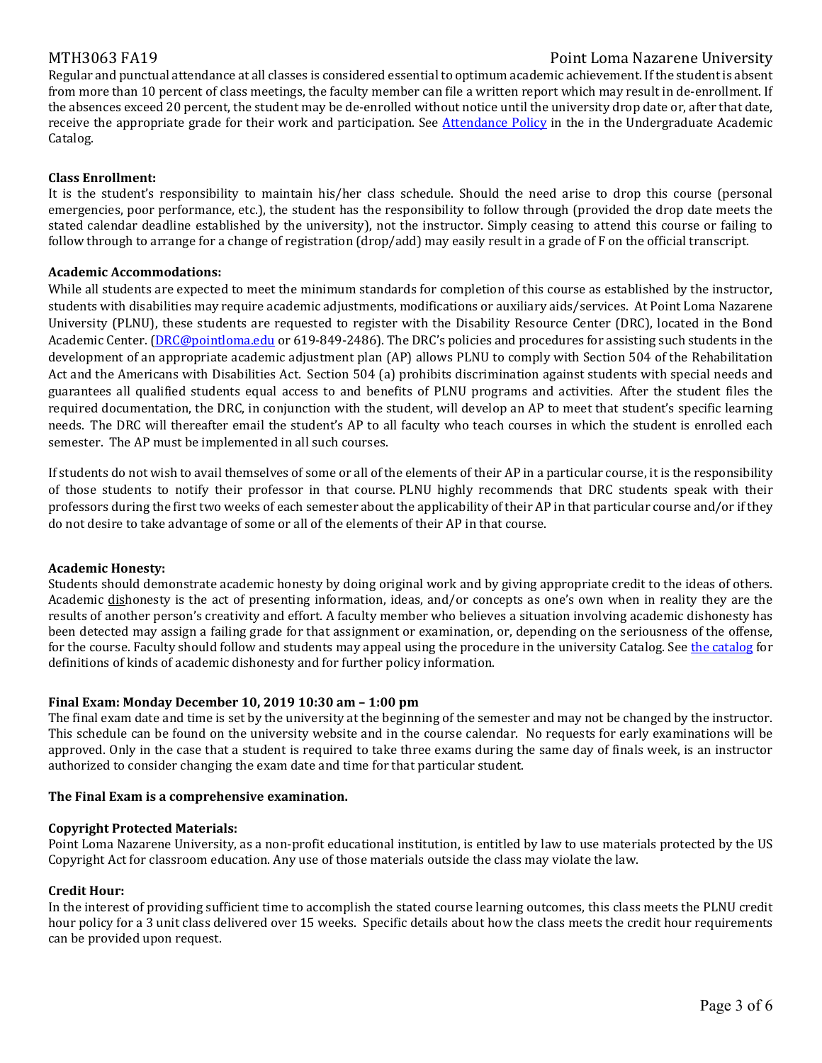Regular and punctual attendance at all classes is considered essential to optimum academic achievement. If the student is absent from more than 10 percent of class meetings, the faculty member can file a written report which may result in de-enrollment. If the absences exceed 20 percent, the student may be de-enrolled without notice until the university drop date or, after that date, receive the appropriate grade for their work and participation. See [Attendance Policy] in the in the Undergraduate Academic Catalog.

**Class Enrollment:**
It is the student's responsibility to maintain his/her class schedule. Should the need arise to drop this course (personal emergencies, poor performance, etc.), the student has the responsibility to follow through (provided the drop date meets the stated calendar deadline established by the university), not the instructor. Simply ceasing to attend this course or failing to follow through to arrange for a change of registration (drop/add) may easily result in a grade of F on the official transcript.

**Academic Accommodations:**
While all students are expected to meet the minimum standards for completion of this course as established by the instructor, students with disabilities may require academic adjustments, modifications or auxiliary aids/services. At Point Loma Nazarene University (PLNU), these students are requested to register with the Disability Resource Center (DRC), located in the Bond Academic Center. (DRC@pointloma.edu or 619-849-2486). The DRC's policies and procedures for assisting such students in the development of an appropriate academic adjustment plan (AP) allows PLNU to comply with Section 504 of the Rehabilitation Act and the Americans with Disabilities Act. Section 504 (a) prohibits discrimination against students with special needs and guarantees all qualified students equal access to and benefits of PLNU programs and activities. After the student files the required documentation, the DRC, in conjunction with the student, will develop an AP to meet that student's specific learning needs. The DRC will thereafter email the student's AP to all faculty who teach courses in which the student is enrolled each semester. The AP must be implemented in all such courses.

If students do not wish to avail themselves of some or all of the elements of their AP in a particular course, it is the responsibility of those students to notify their professor in that course. PLNU highly recommends that DRC students speak with their professors during the first two weeks of each semester about the applicability of their AP in that particular course and/or if they do not desire to take advantage of some or all of the elements of their AP in that course.

**Academic Honesty:**
Students should demonstrate academic honesty by doing original work and by giving appropriate credit to the ideas of others. Academic dishonesty is the act of presenting information, ideas, and/or concepts as one's own when in reality they are the results of another person's creativity and effort. A faculty member who believes a situation involving academic dishonesty has been detected may assign a failing grade for that assignment or examination, or, depending on the seriousness of the offense, for the course. Faculty should follow and students may appeal using the procedure in the university Catalog. See [the catalog] for definitions of kinds of academic dishonesty and for further policy information.

**Final Exam: Monday December 10, 2019 10:30 am – 1:00 pm**
The final exam date and time is set by the university at the beginning of the semester and may not be changed by the instructor. This schedule can be found on the university website and in the course calendar. No requests for early examinations will be approved. Only in the case that a student is required to take three exams during the same day of finals week, is an instructor authorized to consider changing the exam date and time for that particular student.

**The Final Exam is a comprehensive examination.**

**Copyright Protected Materials:**
Point Loma Nazarene University, as a non-profit educational institution, is entitled by law to use materials protected by the US Copyright Act for classroom education. Any use of those materials outside the class may violate the law.

**Credit Hour:**
In the interest of providing sufficient time to accomplish the stated course learning outcomes, this class meets the PLNU credit hour policy for a 3 unit class delivered over 15 weeks. Specific details about how the class meets the credit hour requirements can be provided upon request.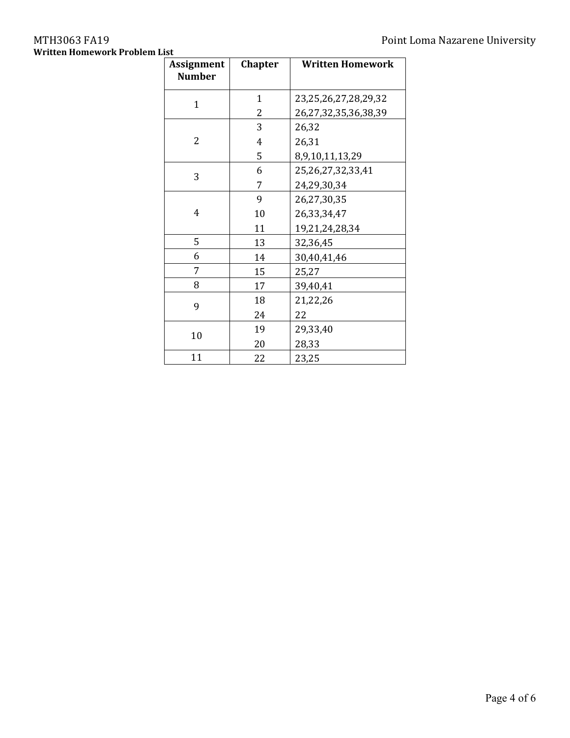**Written Homework Problem List**

| Assignment Number | Chapter | Written Homework |
|---|---|---|
| 1 | 1 | 23,25,26,27,28,29,32 |
| | 2 | 26,27,32,35,36,38,39 |
| 2 | 3 | 26,32 |
| | 4 | 26,31 |
| | 5 | 8,9,10,11,13,29 |
| 3 | 6 | 25,26,27,32,33,41 |
| | 7 | 24,29,30,34 |
| 4 | 9 | 26,27,30,35 |
| | 10 | 26,33,34,47 |
| | 11 | 19,21,24,28,34 |
| 5 | 13 | 32,36,45 |
| 6 | 14 | 30,40,41,46 |
| 7 | 15 | 25,27 |
| 8 | 17 | 39,40,41 |
| 9 | 18 | 21,22,26 |
| | 24 | 22 |
| 10 | 19 | 29,33,40 |
| | 20 | 28,33 |
| 11 | 22 | 23,25 |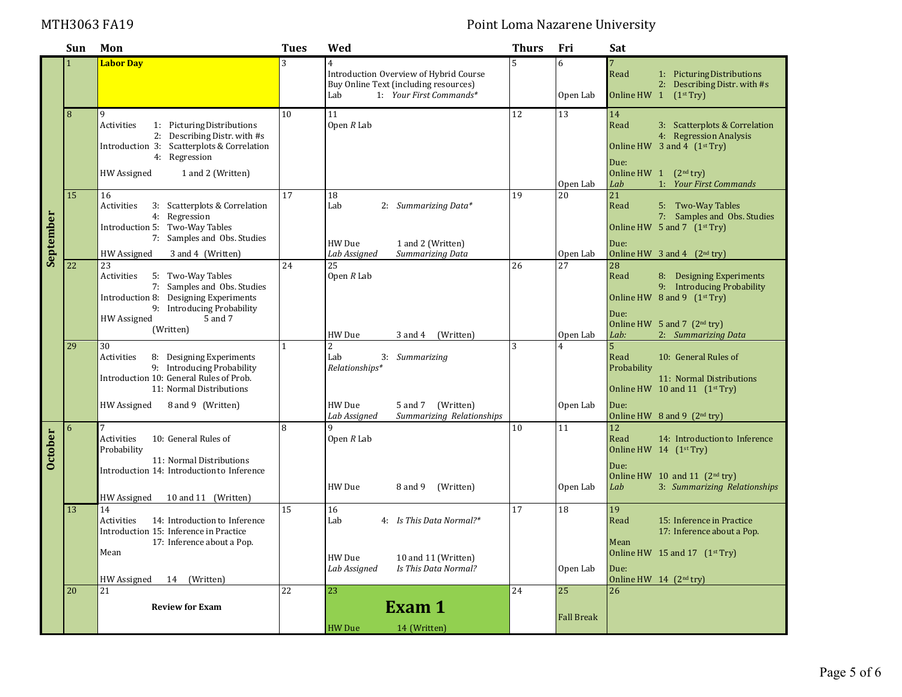| | Sun | Mon | Tues | Wed | Thurs | Fri | Sat |
|---|---|---|---|---|---|---|---|
| **September** | 1 | **Labor Day** | 3 | 4<br>Introduction Overview of Hybrid Course<br>Buy Online Text (including resources)<br>Lab 1: *Your First Commands** | 5 | 6<br><br>Open Lab | 7<br>Read 1: Picturing Distributions<br>2: Describing Distr. with #s<br>Online HW 1 (1st Try) |
| | 8 | 9<br>Activities 1: Picturing Distributions<br>2: Describing Distr. with #s<br>Introduction 3: Scatterplots & Correlation<br>4: Regression<br><br>HW Assigned 1 and 2 (Written) | 10 | 11<br>Open *R* Lab | 12 | 13<br><br>Open Lab | 14<br>Read 3: Scatterplots & Correlation<br>4: Regression Analysis<br>Online HW 3 and 4 (1st Try)<br><br>Due:<br>Online HW 1 (2nd try)<br>*Lab 1: Your First Commands* |
| | 15 | 16<br>Activities 3: Scatterplots & Correlation<br>4: Regression<br>Introduction 5: Two-Way Tables<br>7: Samples and Obs. Studies<br><br>HW Assigned 3 and 4 (Written) | 17 | 18<br>Lab 2: *Summarizing Data**<br><br>HW Due 1 and 2 (Written)<br>*Lab Assigned Summarizing Data* | 19 | 20<br><br>Open Lab | 21<br>Read 5: Two-Way Tables<br>7: Samples and Obs. Studies<br>Online HW 5 and 7 (1st Try)<br><br>Due:<br>Online HW 3 and 4 (2nd try) |
| | 22 | 23<br>Activities 5: Two-Way Tables<br>7: Samples and Obs. Studies<br>Introduction 8: Designing Experiments<br>9: Introducing Probability<br>HW Assigned 5 and 7 (Written) | 24 | 25<br>Open *R* Lab<br><br>HW Due 3 and 4 (Written) | 26 | 27<br><br>Open Lab | 28<br>Read 8: Designing Experiments<br>9: Introducing Probability<br>Online HW 8 and 9 (1st Try)<br><br>Due:<br>Online HW 5 and 7 (2nd try)<br>*Lab: 2: Summarizing Data* |
| | 29 | 30<br>Activities 8: Designing Experiments<br>9: Introducing Probability<br>Introduction 10: General Rules of Prob.<br>11: Normal Distributions<br><br>HW Assigned 8 and 9 (Written) | 1 | 2<br>Lab 3: *Summarizing Relationships**<br><br>HW Due 5 and 7 (Written)<br>*Lab Assigned Summarizing Relationships* | 3 | 4<br><br>Open Lab | 5<br>Read 10: General Rules of Probability<br>11: Normal Distributions<br>Online HW 10 and 11 (1st Try)<br><br>Due:<br>Online HW 8 and 9 (2nd try) |
| **October** | 6 | 7<br>Activities 10: General Rules of Probability<br>11: Normal Distributions<br>Introduction 14: Introduction to Inference<br><br>HW Assigned 10 and 11 (Written) | 8 | 9<br>Open *R* Lab<br><br>HW Due 8 and 9 (Written) | 10 | 11<br><br>Open Lab | 12<br>Read 14: Introduction to Inference<br>Online HW 14 (1st Try)<br><br>Due:<br>Online HW 10 and 11 (2nd try)<br>*Lab 3: Summarizing Relationships* |
| | 13 | 14<br>Activities 14: Introduction to Inference<br>Introduction 15: Inference in Practice<br>17: Inference about a Pop. Mean<br><br>HW Assigned 14 (Written) | 15 | 16<br>Lab 4: *Is This Data Normal?**<br><br>HW Due 10 and 11 (Written)<br>*Lab Assigned Is This Data Normal?* | 17 | 18<br><br>Open Lab | 19<br>Read 15: Inference in Practice<br>17: Inference about a Pop. Mean<br>Online HW 15 and 17 (1st Try)<br><br>Due:<br>Online HW 14 (2nd try) |
| | 20 | 21<br>**Review for Exam** | 22 | 23<br>**Exam 1**<br>HW Due 14 (Written) | 24 | 25<br>Fall Break | 26 |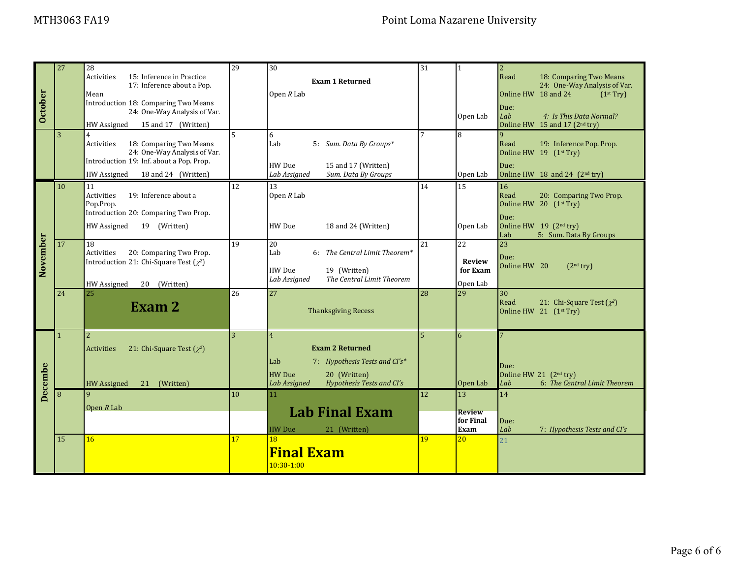| Month | Sun | Mon | Tue | Wed | Thu | Fri | Sat |
|---|---|---|---|---|---|---|---|
| October | 27 | 28<br>Activities 15: Inference in Practice<br>17: Inference about a Pop. Mean<br>Introduction 18: Comparing Two Means<br>24: One-Way Analysis of Var.<br>HW Assigned 15 and 17 (Written) | 29 | 30<br>**Exam 1 Returned**<br>Open *R* Lab | 31 | 1<br>Open Lab | 2<br>Read 18: Comparing Two Means<br>24: One-Way Analysis of Var.<br>Online HW 18 and 24 (1st Try)<br>Due:<br>*Lab 4: Is This Data Normal?*<br>Online HW 15 and 17 (2nd try) |
| | 3 | 4<br>Activities 18: Comparing Two Means<br>24: One-Way Analysis of Var.<br>Introduction 19: Inf. about a Pop. Prop.<br>HW Assigned 18 and 24 (Written) | 5 | 6<br>Lab 5: *Sum. Data By Groups**<br>HW Due 15 and 17 (Written)<br>*Lab Assigned Sum. Data By Groups* | 7 | 8<br>Open Lab | 9<br>Read 19: Inference Pop. Prop.<br>Online HW 19 (1st Try)<br>Due:<br>Online HW 18 and 24 (2nd try) |
| November | 10 | 11<br>Activities 19: Inference about a Pop.Prop.<br>Introduction 20: Comparing Two Prop.<br>HW Assigned 19 (Written) | 12 | 13<br>Open *R* Lab<br>HW Due 18 and 24 (Written) | 14 | 15<br>Open Lab | 16<br>Read 20: Comparing Two Prop.<br>Online HW 20 (1st Try)<br>Due:<br>Online HW 19 (2nd try)<br>Lab 5: Sum. Data By Groups |
| | 17 | 18<br>Activities 20: Comparing Two Prop.<br>Introduction 21: Chi-Square Test ($\chi^2$)<br>HW Assigned 20 (Written) | 19 | 20<br>Lab 6: *The Central Limit Theorem**<br>HW Due 19 (Written)<br>*Lab Assigned The Central Limit Theorem* | 21 | 22<br>**Review for Exam**<br>Open Lab | 23<br>Due:<br>Online HW 20 (2nd try) |
| | 24 | 25<br>**Exam 2** | 26 | 27<br>Thanksgiving Recess | 28 | 29 | 30<br>Read 21: Chi-Square Test ($\chi^2$)<br>Online HW 21 (1st Try) |
| December | 1 | 2<br>Activities 21: Chi-Square Test ($\chi^2$)<br>HW Assigned 21 (Written) | 3 | 4<br>**Exam 2 Returned**<br>Lab 7: *Hypothesis Tests and CI's**<br>HW Due 20 (Written)<br>*Lab Assigned Hypothesis Tests and CI's* | 5 | 6<br>Open Lab | 7<br>Due:<br>Online HW 21 (2nd try)<br>*Lab 6: The Central Limit Theorem* |
| | 8 | 9<br>Open *R* Lab | 10 | 11<br>**Lab Final Exam**<br>HW Due 21 (Written) | 12 | 13<br>**Review for Final Exam** | 14<br>Due:<br>*Lab 7: Hypothesis Tests and CI's* |
| | 15 | 16 | 17 | 18<br>**Final Exam**<br>10:30-1:00 | 19 | 20 | 21 |